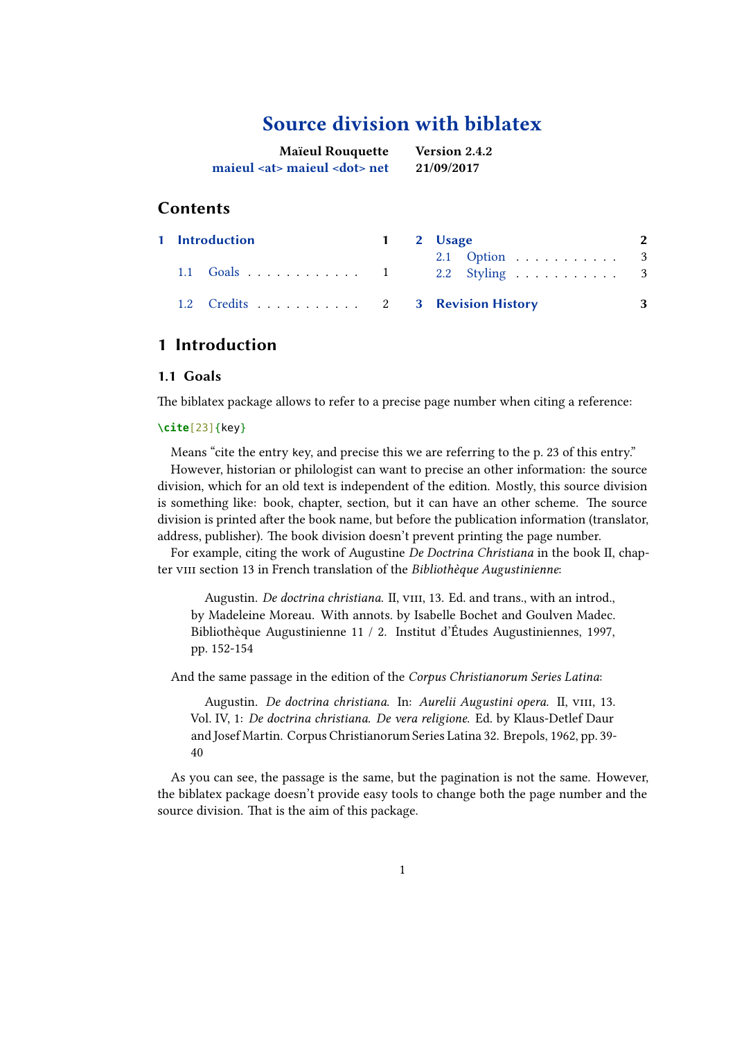# Source division with biblatex

**Maïeul Rouquette**
**maieul <at> maieul <dot> net**

**Version 2.4.2**
**21/09/2017**

## Contents

- 1 Introduction — 1
  - 1.1 Goals — 1
  - 1.2 Credits — 2
- 2 Usage — 2
  - 2.1 Option — 3
  - 2.2 Styling — 3
- 3 Revision History — 3

## 1 Introduction

### 1.1 Goals

The biblatex package allows to refer to a precise page number when citing a reference:

```
\cite[23]{key}
```

Means "cite the entry key, and precise this we are referring to the p. 23 of this entry."

However, historian or philologist can want to precise an other information: the source division, which for an old text is independent of the edition. Mostly, this source division is something like: book, chapter, section, but it can have an other scheme. The source division is printed after the book name, but before the publication information (translator, address, publisher). The book division doesn't prevent printing the page number.

For example, citing the work of Augustine *De Doctrina Christiana* in the book II, chapter VIII section 13 in French translation of the *Bibliothèque Augustinienne*:

> Augustin. *De doctrina christiana.* II, VIII, 13. Ed. and trans., with an introd., by Madeleine Moreau. With annots. by Isabelle Bochet and Goulven Madec. Bibliothèque Augustinienne 11 / 2. Institut d'Études Augustiniennes, 1997, pp. 152-154

And the same passage in the edition of the *Corpus Christianorum Series Latina*:

> Augustin. *De doctrina christiana*. In: *Aurelii Augustini opera.* II, VIII, 13. Vol. IV, 1: *De doctrina christiana. De vera religione.* Ed. by Klaus-Detlef Daur and Josef Martin. Corpus Christianorum Series Latina 32. Brepols, 1962, pp. 39-40

As you can see, the passage is the same, but the pagination is not the same. However, the biblatex package doesn't provide easy tools to change both the page number and the source division. That is the aim of this package.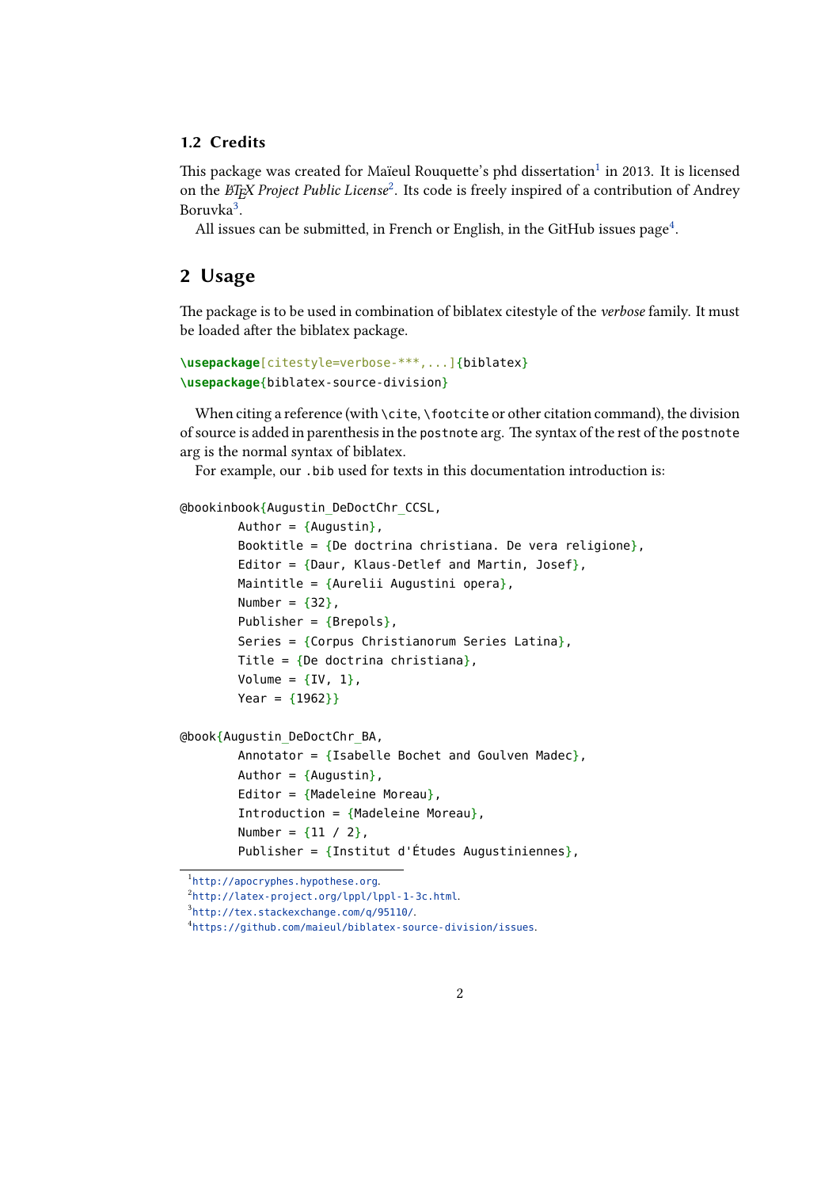### 1.2 Credits

This package was created for Maïeul Rouquette's phd dissertation[1] in 2013. It is licensed on the *LaTeX Project Public License*[2]. Its code is freely inspired of a contribution of Andrey Boruvka[3].

All issues can be submitted, in French or English, in the GitHub issues page[4].

## 2 Usage

The package is to be used in combination of biblatex citestyle of the *verbose* family. It must be loaded after the biblatex package.

```
\usepackage[citestyle=verbose-***,...]{biblatex}
\usepackage{biblatex-source-division}
```

When citing a reference (with `\cite`, `\footcite` or other citation command), the division of source is added in parenthesis in the `postnote` arg. The syntax of the rest of the `postnote` arg is the normal syntax of biblatex.

For example, our `.bib` used for texts in this documentation introduction is:

```
@bookinbook{Augustin_DeDoctChr_CCSL,
        Author = {Augustin},
        Booktitle = {De doctrina christiana. De vera religione},
        Editor = {Daur, Klaus-Detlef and Martin, Josef},
        Maintitle = {Aurelii Augustini opera},
        Number = {32},
        Publisher = {Brepols},
        Series = {Corpus Christianorum Series Latina},
        Title = {De doctrina christiana},
        Volume = {IV, 1},
        Year = {1962}}

@book{Augustin_DeDoctChr_BA,
        Annotator = {Isabelle Bochet and Goulven Madec},
        Author = {Augustin},
        Editor = {Madeleine Moreau},
        Introduction = {Madeleine Moreau},
        Number = {11 / 2},
        Publisher = {Institut d'Études Augustiniennes},
```

[1] http://apocryphes.hypothese.org.
[2] http://latex-project.org/lppl/lppl-1-3c.html.
[3] http://tex.stackexchange.com/q/95110/.
[4] https://github.com/maieul/biblatex-source-division/issues.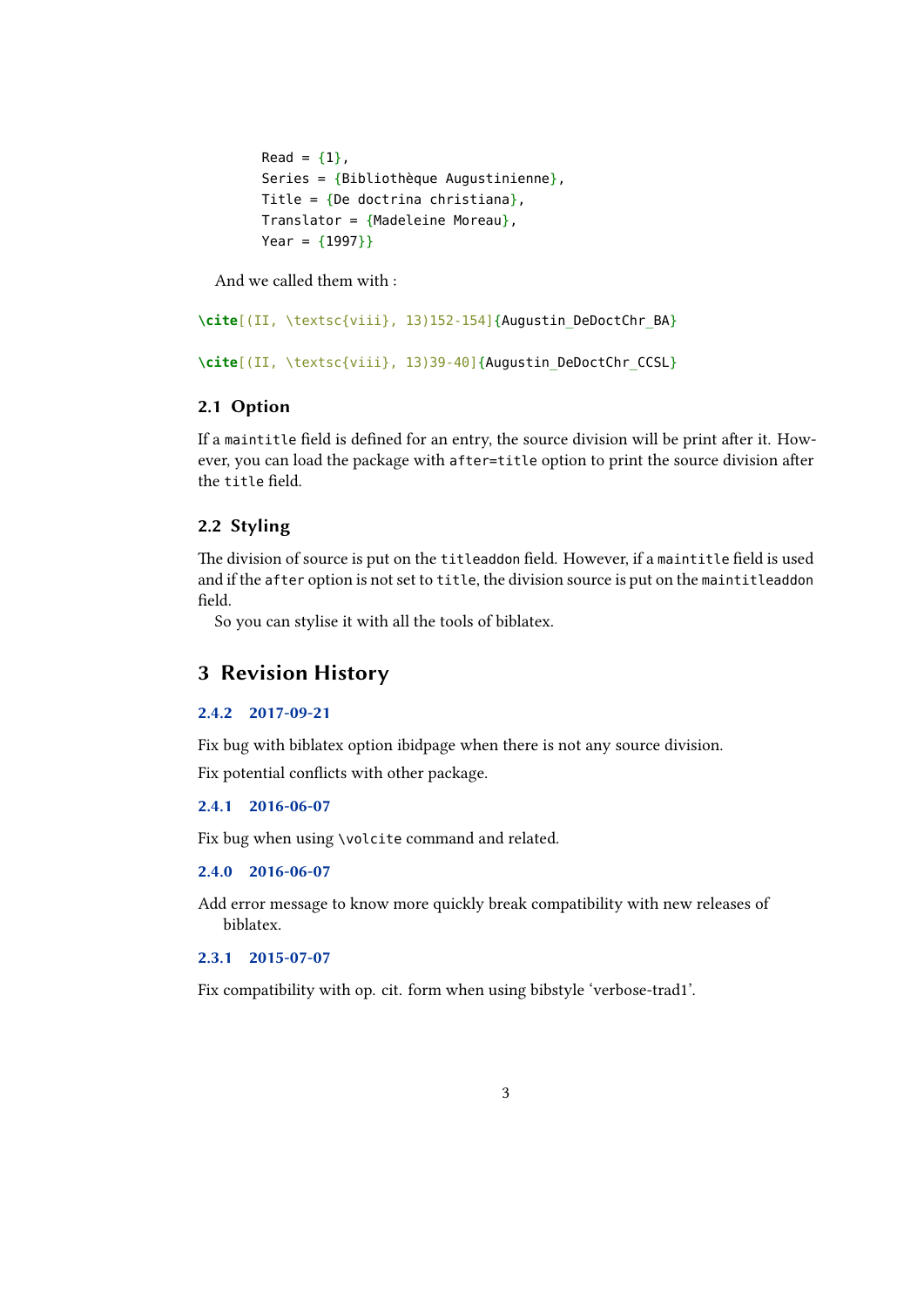```
        Read = {1},
        Series = {Bibliothèque Augustinienne},
        Title = {De doctrina christiana},
        Translator = {Madeleine Moreau},
        Year = {1997}}
```

And we called them with :

```
\cite[(II, \textsc{viii}, 13)152-154]{Augustin_DeDoctChr_BA}
```

```
\cite[(II, \textsc{viii}, 13)39-40]{Augustin_DeDoctChr_CCSL}
```

### 2.1 Option

If a `maintitle` field is defined for an entry, the source division will be print after it. However, you can load the package with `after=title` option to print the source division after the `title` field.

### 2.2 Styling

The division of source is put on the `titleaddon` field. However, if a `maintitle` field is used and if the `after` option is not set to `title`, the division source is put on the `maintitleaddon` field.

So you can stylise it with all the tools of biblatex.

## 3 Revision History

#### 2.4.2 2017-09-21

Fix bug with biblatex option ibidpage when there is not any source division.

Fix potential conflicts with other package.

#### 2.4.1 2016-06-07

Fix bug when using `\volcite` command and related.

#### 2.4.0 2016-06-07

Add error message to know more quickly break compatibility with new releases of biblatex.

#### 2.3.1 2015-07-07

Fix compatibility with op. cit. form when using bibstyle 'verbose-trad1'.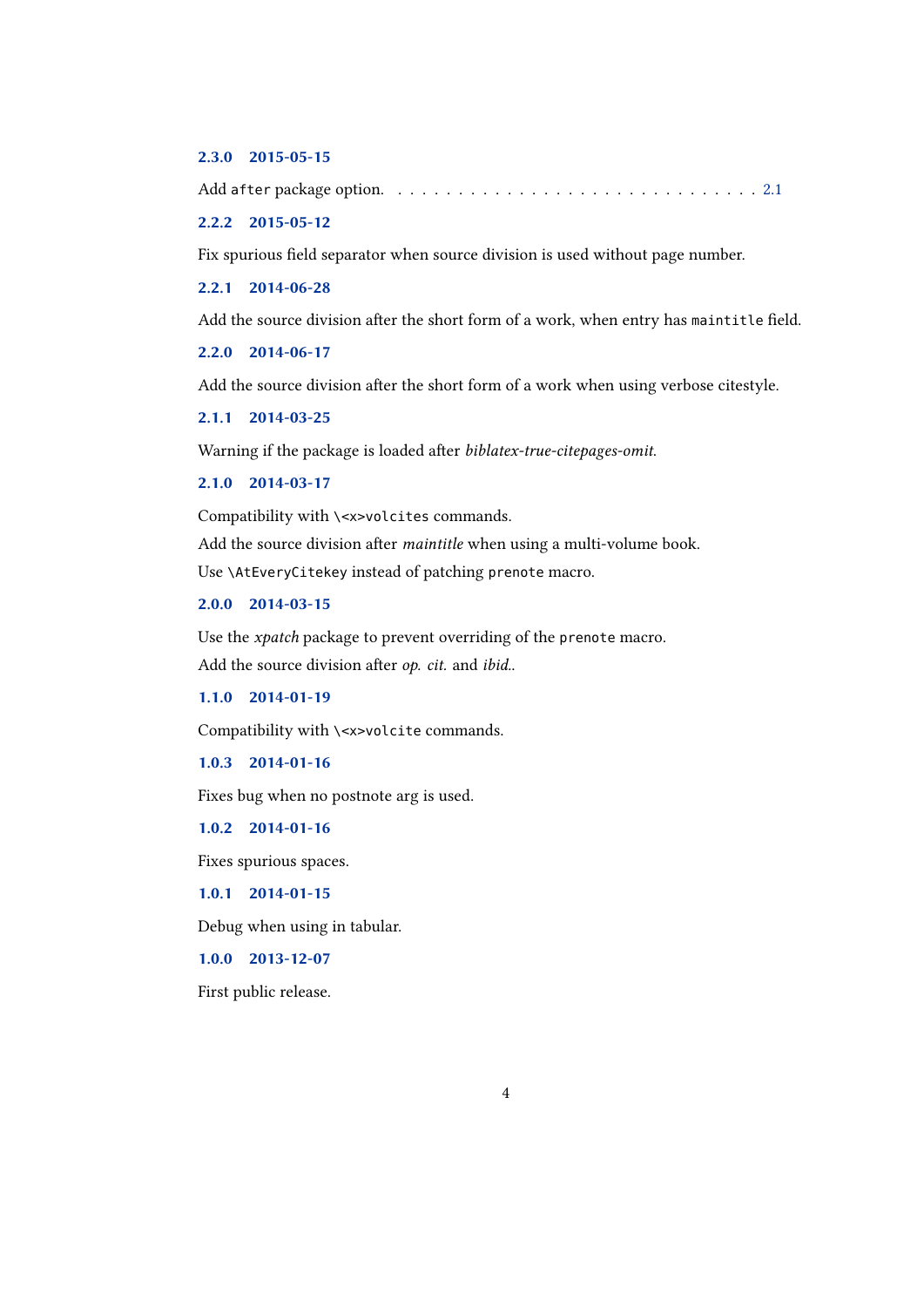### 2.3.0 2015-05-15

Add `after` package option. . . . . . . . . . . . . . . . . . . . . . . . . . . . . 2.1

### 2.2.2 2015-05-12

Fix spurious field separator when source division is used without page number.

### 2.2.1 2014-06-28

Add the source division after the short form of a work, when entry has `maintitle` field.

### 2.2.0 2014-06-17

Add the source division after the short form of a work when using verbose citestyle.

### 2.1.1 2014-03-25

Warning if the package is loaded after *biblatex-true-citepages-omit*.

### 2.1.0 2014-03-17

Compatibility with `\<x>volcites` commands.

Add the source division after *maintitle* when using a multi-volume book.

Use `\AtEveryCitekey` instead of patching `prenote` macro.

### 2.0.0 2014-03-15

Use the *xpatch* package to prevent overriding of the `prenote` macro.

Add the source division after *op. cit.* and *ibid.*.

### 1.1.0 2014-01-19

Compatibility with `\<x>volcite` commands.

### 1.0.3 2014-01-16

Fixes bug when no postnote arg is used.

### 1.0.2 2014-01-16

Fixes spurious spaces.

### 1.0.1 2014-01-15

Debug when using in tabular.

### 1.0.0 2013-12-07

First public release.